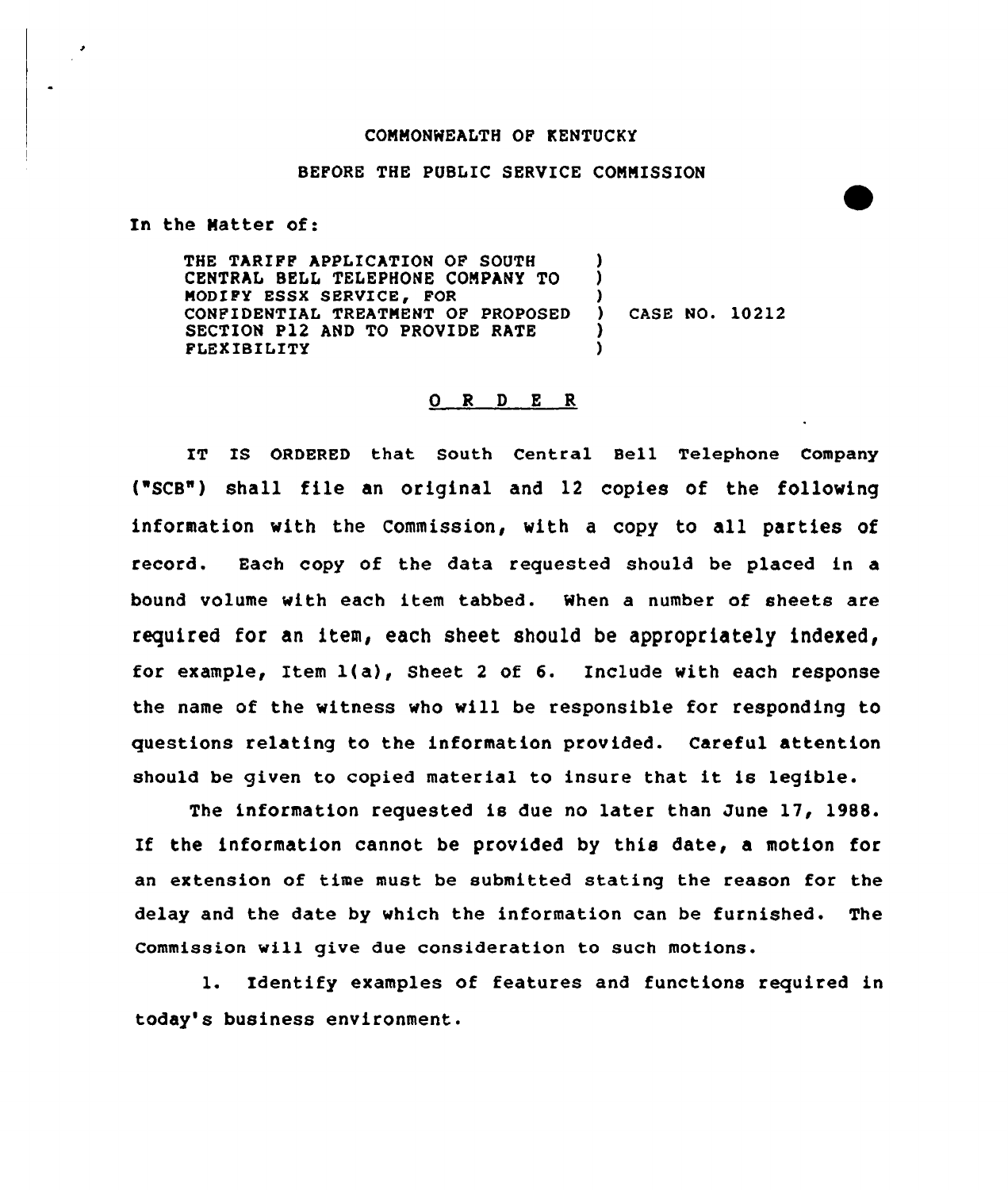COMMONWEALTH OF KENTUCKY

BEFORE THE PUBLIC SERVICE COMMISSION

In the Matter of:

| | | |
|---|---|---|
| THE TARIFF APPLICATION OF SOUTH CENTRAL BELL TELEPHONE COMPANY TO MODIFY ESSX SERVICE, FOR CONFIDENTIAL TREATMENT OF PROPOSED SECTION P12 AND TO PROVIDE RATE FLEXIBILITY | ) | CASE NO. 10212 |

## O R D E R

IT IS ORDERED that South Central Bell Telephone Company ("SCB") shall file an original and 12 copies of the following information with the Commission, with a copy to all parties of record. Each copy of the data requested should be placed in a bound volume with each item tabbed. When a number of sheets are required for an item, each sheet should be appropriately indexed, for example, Item 1(a), Sheet 2 of 6. Include with each response the name of the witness who will be responsible for responding to questions relating to the information provided. Careful attention should be given to copied material to insure that it is legible.

The information requested is due no later than June 17, 1988. If the information cannot be provided by this date, a motion for an extension of time must be submitted stating the reason for the delay and the date by which the information can be furnished. The Commission will give due consideration to such motions.

1. Identify examples of features and functions required in today's business environment.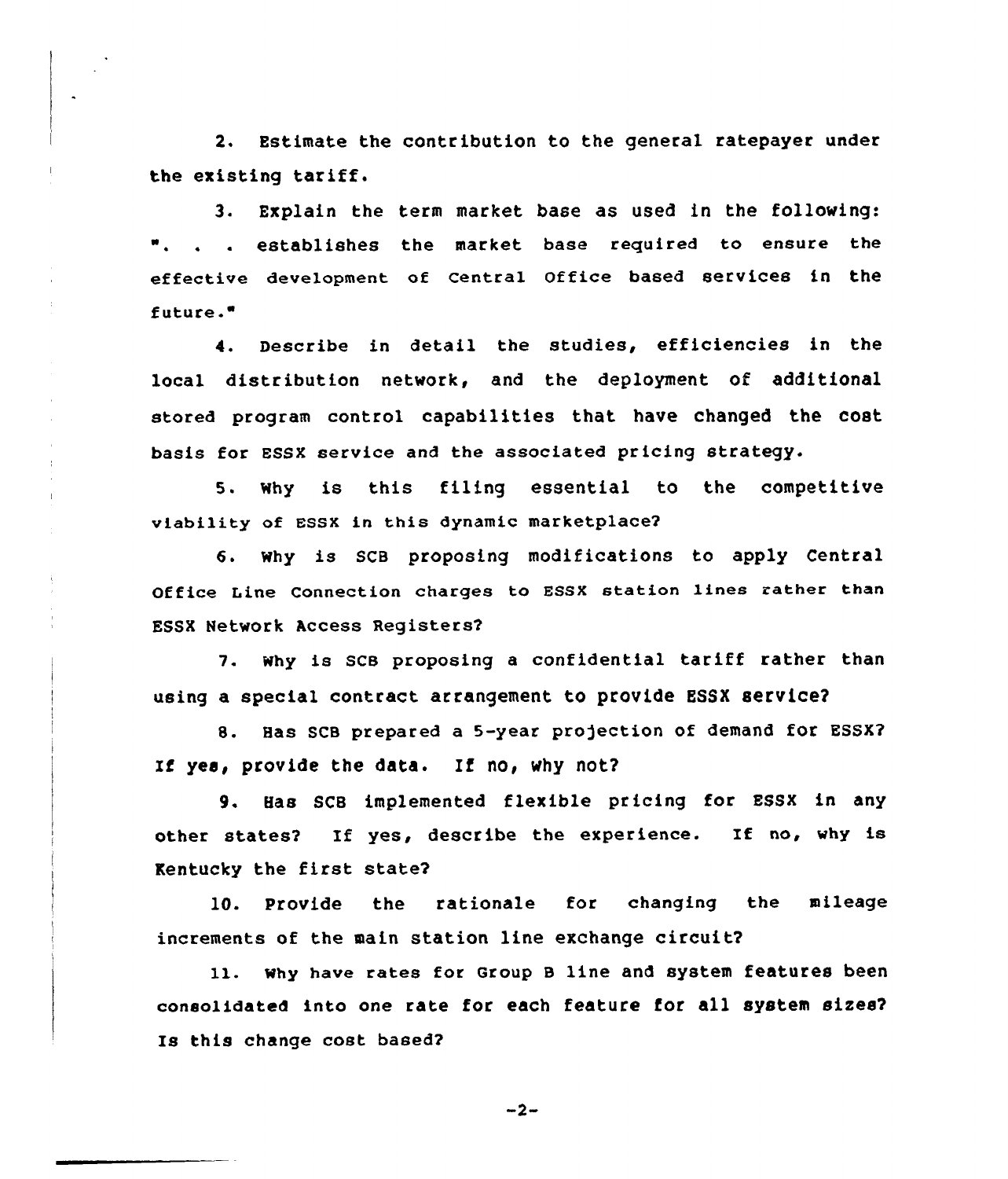2. Estimate the contribution to the general ratepayer under the existing tariff.

3. Explain the term market base as used in the following: ". . . establishes the market base required to ensure the effective development of Central Office based services in the future."

4. Describe in detail the studies, efficiencies in the local distribution network, and the deployment of additional stored program control capabilities that have changed the cost basis for ESSX service and the associated pricing strategy.

5. Why is this filing essential to the competitive viability of ESSX in this dynamic marketplace?

6. Why is SCB proposing modifications to apply Central Office Line Connection charges to ESSX station lines rather than ESSX Network Access Registers?

7. Why is SCB proposing a confidential tariff rather than using a special contract arrangement to provide ESSX service?

8. Has SCB prepared a 5-year projection of demand for ESSX? If yes, provide the data. If no, why not?

9. Has SCB implemented flexible pricing for ESSX in any other states? If yes, describe the experience. If no, why is Kentucky the first state?

10. Provide the rationale for changing the mileage increments of the main station line exchange circuit?

11. Why have rates for Group B line and system features been consolidated into one rate for each feature for all system sizes? Is this change cost based?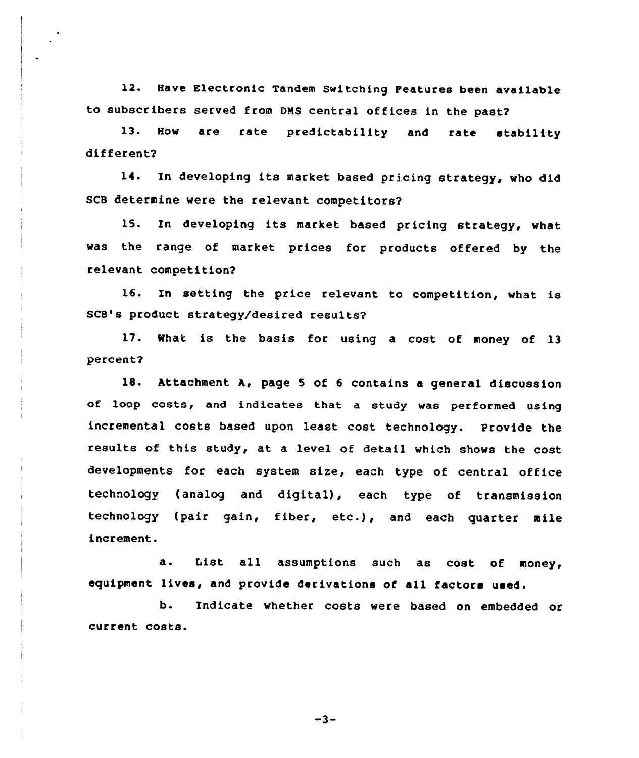12. Have Electronic Tandem Switching Features been available to subscribers served from DMS central offices in the past?

13. How are rate predictability and rate stability different?

14. In developing its market based pricing strategy, who did SCB determine were the relevant competitors?

15. In developing its market based pricing strategy, what was the range of market prices for products offered by the relevant competition?

16. In setting the price relevant to competition, what is SCB's product strategy/desired results?

17. What is the basis for using a cost of money of 13 percent?

18. Attachment A, page 5 of 6 contains a general discussion of loop costs, and indicates that a study was performed using incremental costs based upon least cost technology. Provide the results of this study, at a level of detail which shows the cost developments for each system size, each type of central office technology (analog and digital), each type of transmission technology (pair gain, fiber, etc.), and each quarter mile increment.

a. List all assumptions such as cost of money, equipment lives, and provide derivations of all factors used.

b. Indicate whether costs were based on embedded or current costs.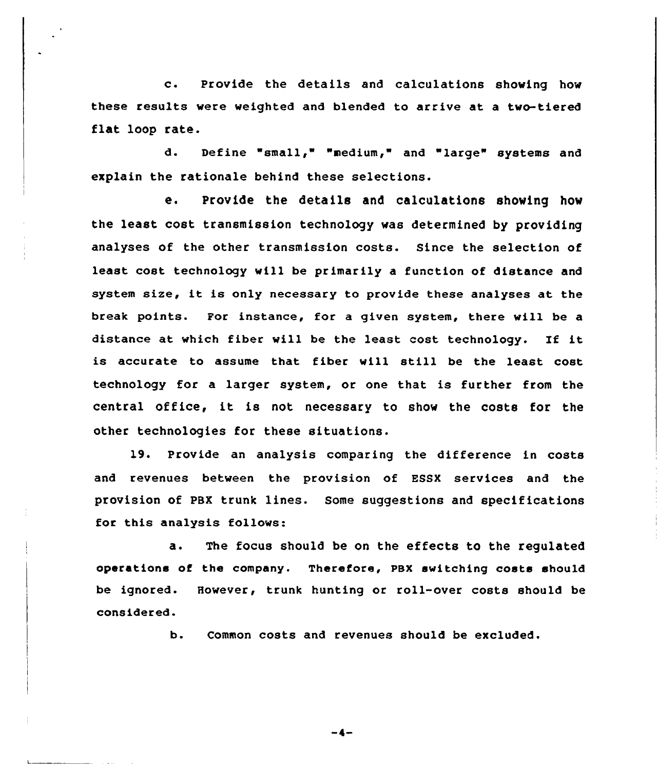c. Provide the details and calculations showing how these results were weighted and blended to arrive at a two-tiered flat loop rate.

d. Define "small," "medium," and "large" systems and explain the rationale behind these selections.

e. Provide the details and calculations showing how the least cost transmission technology was determined by providing analyses of the other transmission costs. Since the selection of least cost technology will be primarily a function of distance and system size, it is only necessary to provide these analyses at the break points. For instance, for a given system, there will be a distance at which fiber will be the least cost technology. If it is accurate to assume that fiber will still be the least cost technology for a larger system, or one that is further from the central office, it is not necessary to show the costs for the other technologies for these situations.

19. Provide an analysis comparing the difference in costs and revenues between the provision of ESSX services and the provision of PBX trunk lines. Some suggestions and specifications for this analysis follows:

a. The focus should be on the effects to the regulated operations of the company. Therefore, PBX switching costs should be ignored. However, trunk hunting or roll-over costs should be considered.

b. Common costs and revenues should be excluded.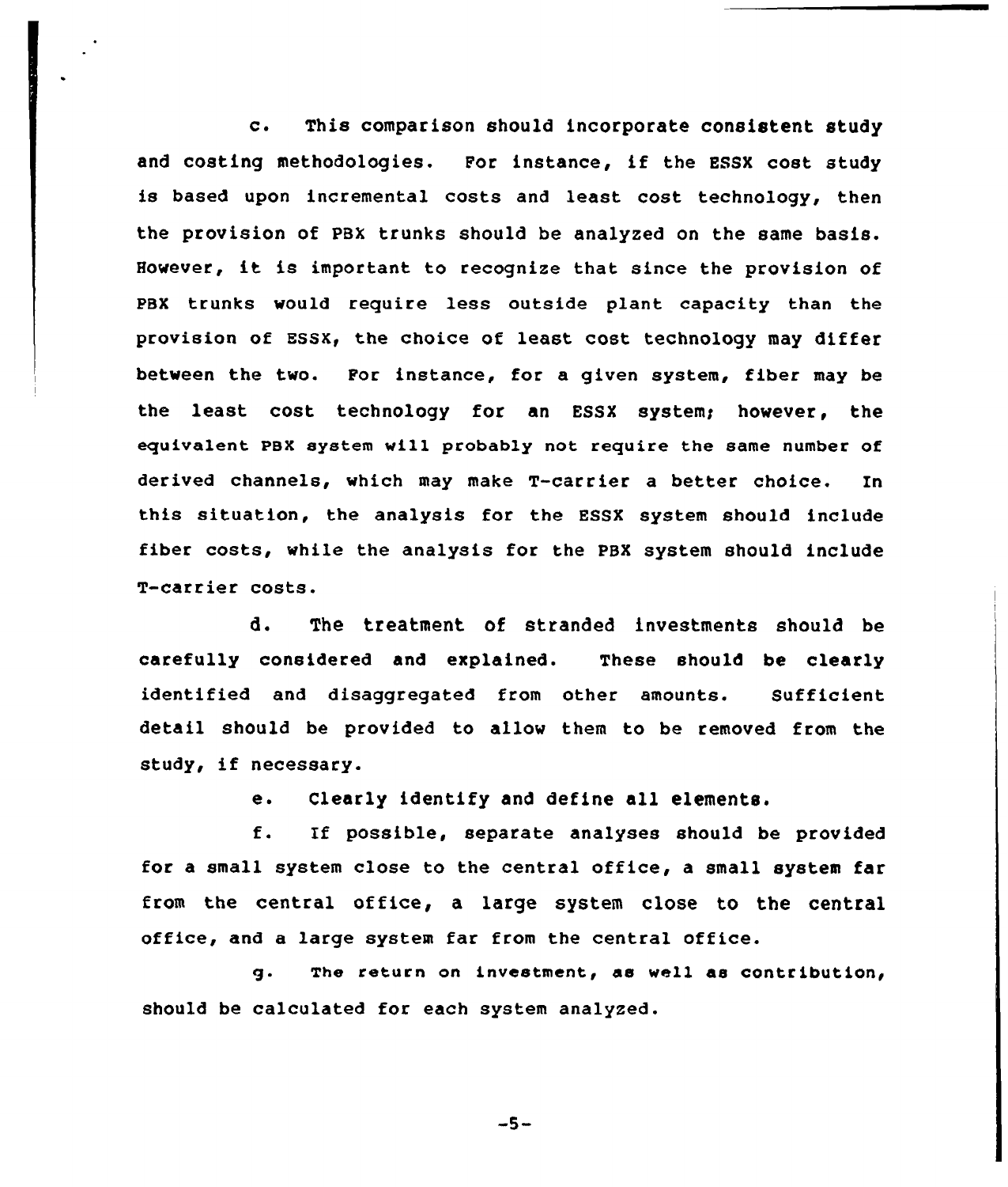c. This comparison should incorporate consistent study and costing methodologies. For instance, if the ESSX cost study is based upon incremental costs and least cost technology, then the provision of PBX trunks should be analyzed on the same basis. However, it is important to recognize that since the provision of PBX trunks would require less outside plant capacity than the provision of ESSX, the choice of least cost technology may differ between the two. For instance, for a given system, fiber may be the least cost technology for an ESSX system; however, the equivalent PBX system will probably not require the same number of derived channels, which may make T-carrier a better choice. In this situation, the analysis for the ESSX system should include fiber costs, while the analysis for the PBX system should include T-carrier costs.

d. The treatment of stranded investments should be carefully considered and explained. These should be clearly identified and disaggregated from other amounts. Sufficient detail should be provided to allow them to be removed from the study, if necessary.

e. Clearly identify and define all elements.

f. If possible, separate analyses should be provided for a small system close to the central office, a small system far from the central office, a large system close to the central office, and a large system far from the central office.

g. The return on investment, as well as contribution, should be calculated for each system analyzed.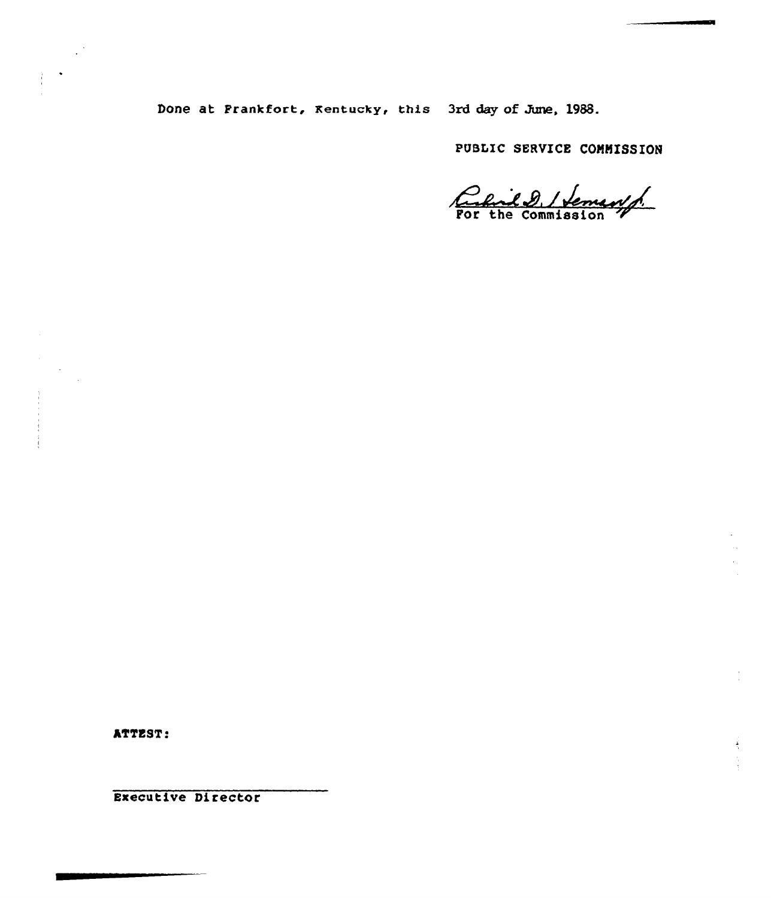Done at Frankfort, Kentucky, this 3rd day of June, 1988.

PUBLIC SERVICE COMMISSION

For the Commission

ATTEST:

Executive Director